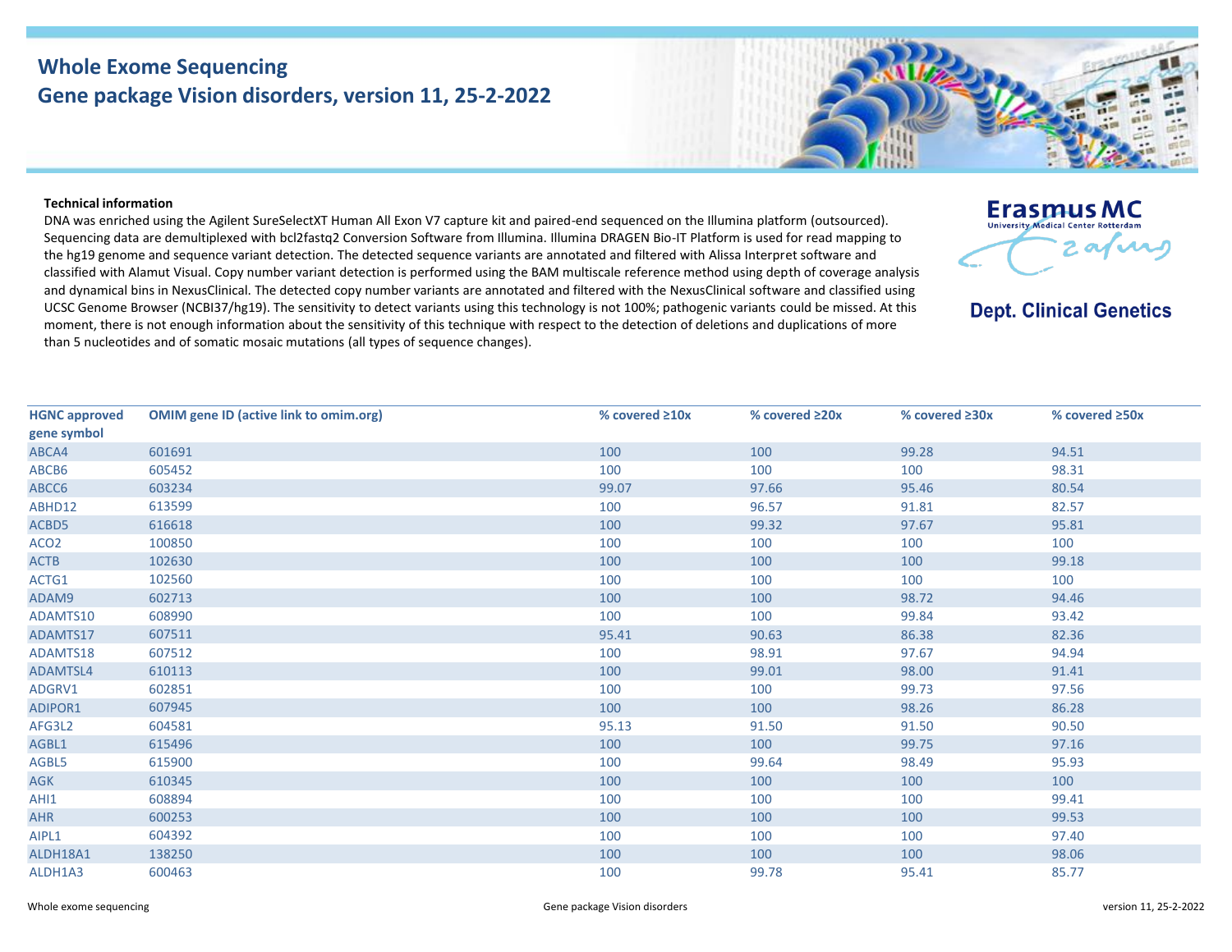# Whole Exome Sequencing
## Gene package Vision disorders, version 11, 25-2-2022

Erasmus MC
University Medical Center Rotterdam

**Dept. Clinical Genetics**

**Technical information**

DNA was enriched using the Agilent SureSelectXT Human All Exon V7 capture kit and paired-end sequenced on the Illumina platform (outsourced). Sequencing data are demultiplexed with bcl2fastq2 Conversion Software from Illumina. Illumina DRAGEN Bio-IT Platform is used for read mapping to the hg19 genome and sequence variant detection. The detected sequence variants are annotated and filtered with Alissa Interpret software and classified with Alamut Visual. Copy number variant detection is performed using the BAM multiscale reference method using depth of coverage analysis and dynamical bins in NexusClinical. The detected copy number variants are annotated and filtered with the NexusClinical software and classified using UCSC Genome Browser (NCBI37/hg19). The sensitivity to detect variants using this technology is not 100%; pathogenic variants could be missed. At this moment, there is not enough information about the sensitivity of this technique with respect to the detection of deletions and duplications of more than 5 nucleotides and of somatic mosaic mutations (all types of sequence changes).

| HGNC approved gene symbol | OMIM gene ID (active link to omim.org) | % covered ≥10x | % covered ≥20x | % covered ≥30x | % covered ≥50x |
|---|---|---|---|---|---|
| ABCA4 | 601691 | 100 | 100 | 99.28 | 94.51 |
| ABCB6 | 605452 | 100 | 100 | 100 | 98.31 |
| ABCC6 | 603234 | 99.07 | 97.66 | 95.46 | 80.54 |
| ABHD12 | 613599 | 100 | 96.57 | 91.81 | 82.57 |
| ACBD5 | 616618 | 100 | 99.32 | 97.67 | 95.81 |
| ACO2 | 100850 | 100 | 100 | 100 | 100 |
| ACTB | 102630 | 100 | 100 | 100 | 99.18 |
| ACTG1 | 102560 | 100 | 100 | 100 | 100 |
| ADAM9 | 602713 | 100 | 100 | 98.72 | 94.46 |
| ADAMTS10 | 608990 | 100 | 100 | 99.84 | 93.42 |
| ADAMTS17 | 607511 | 95.41 | 90.63 | 86.38 | 82.36 |
| ADAMTS18 | 607512 | 100 | 98.91 | 97.67 | 94.94 |
| ADAMTSL4 | 610113 | 100 | 99.01 | 98.00 | 91.41 |
| ADGRV1 | 602851 | 100 | 100 | 99.73 | 97.56 |
| ADIPOR1 | 607945 | 100 | 100 | 98.26 | 86.28 |
| AFG3L2 | 604581 | 95.13 | 91.50 | 91.50 | 90.50 |
| AGBL1 | 615496 | 100 | 100 | 99.75 | 97.16 |
| AGBL5 | 615900 | 100 | 99.64 | 98.49 | 95.93 |
| AGK | 610345 | 100 | 100 | 100 | 100 |
| AHI1 | 608894 | 100 | 100 | 100 | 99.41 |
| AHR | 600253 | 100 | 100 | 100 | 99.53 |
| AIPL1 | 604392 | 100 | 100 | 100 | 97.40 |
| ALDH18A1 | 138250 | 100 | 100 | 100 | 98.06 |
| ALDH1A3 | 600463 | 100 | 99.78 | 95.41 | 85.77 |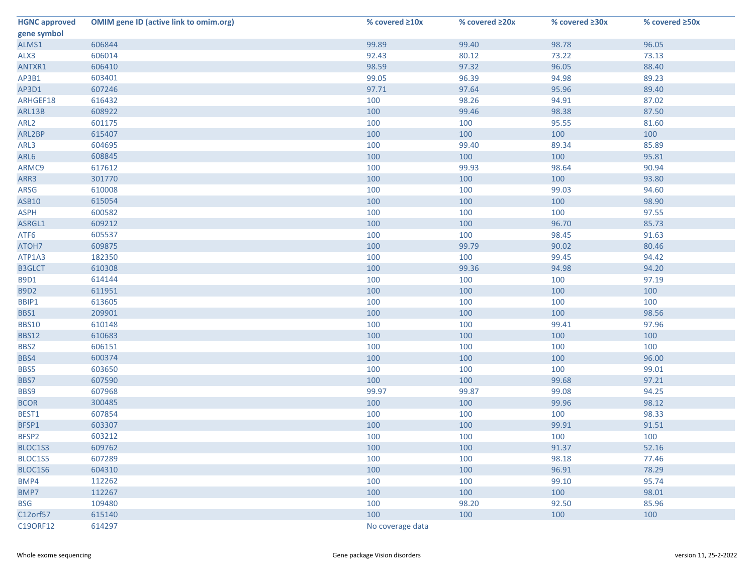| HGNC approved gene symbol | OMIM gene ID (active link to omim.org) | % covered ≥10x | % covered ≥20x | % covered ≥30x | % covered ≥50x |
|---|---|---|---|---|---|
| ALMS1 | 606844 | 99.89 | 99.40 | 98.78 | 96.05 |
| ALX3 | 606014 | 92.43 | 80.12 | 73.22 | 73.13 |
| ANTXR1 | 606410 | 98.59 | 97.32 | 96.05 | 88.40 |
| AP3B1 | 603401 | 99.05 | 96.39 | 94.98 | 89.23 |
| AP3D1 | 607246 | 97.71 | 97.64 | 95.96 | 89.40 |
| ARHGEF18 | 616432 | 100 | 98.26 | 94.91 | 87.02 |
| ARL13B | 608922 | 100 | 99.46 | 98.38 | 87.50 |
| ARL2 | 601175 | 100 | 100 | 95.55 | 81.60 |
| ARL2BP | 615407 | 100 | 100 | 100 | 100 |
| ARL3 | 604695 | 100 | 99.40 | 89.34 | 85.89 |
| ARL6 | 608845 | 100 | 100 | 100 | 95.81 |
| ARMC9 | 617612 | 100 | 99.93 | 98.64 | 90.94 |
| ARR3 | 301770 | 100 | 100 | 100 | 93.80 |
| ARSG | 610008 | 100 | 100 | 99.03 | 94.60 |
| ASB10 | 615054 | 100 | 100 | 100 | 98.90 |
| ASPH | 600582 | 100 | 100 | 100 | 97.55 |
| ASRGL1 | 609212 | 100 | 100 | 96.70 | 85.73 |
| ATF6 | 605537 | 100 | 100 | 98.45 | 91.63 |
| ATOH7 | 609875 | 100 | 99.79 | 90.02 | 80.46 |
| ATP1A3 | 182350 | 100 | 100 | 99.45 | 94.42 |
| B3GLCT | 610308 | 100 | 99.36 | 94.98 | 94.20 |
| B9D1 | 614144 | 100 | 100 | 100 | 97.19 |
| B9D2 | 611951 | 100 | 100 | 100 | 100 |
| BBIP1 | 613605 | 100 | 100 | 100 | 100 |
| BBS1 | 209901 | 100 | 100 | 100 | 98.56 |
| BBS10 | 610148 | 100 | 100 | 99.41 | 97.96 |
| BBS12 | 610683 | 100 | 100 | 100 | 100 |
| BBS2 | 606151 | 100 | 100 | 100 | 100 |
| BBS4 | 600374 | 100 | 100 | 100 | 96.00 |
| BBS5 | 603650 | 100 | 100 | 100 | 99.01 |
| BBS7 | 607590 | 100 | 100 | 99.68 | 97.21 |
| BBS9 | 607968 | 99.97 | 99.87 | 99.08 | 94.25 |
| BCOR | 300485 | 100 | 100 | 99.96 | 98.12 |
| BEST1 | 607854 | 100 | 100 | 100 | 98.33 |
| BFSP1 | 603307 | 100 | 100 | 99.91 | 91.51 |
| BFSP2 | 603212 | 100 | 100 | 100 | 100 |
| BLOC1S3 | 609762 | 100 | 100 | 91.37 | 52.16 |
| BLOC1S5 | 607289 | 100 | 100 | 98.18 | 77.46 |
| BLOC1S6 | 604310 | 100 | 100 | 96.91 | 78.29 |
| BMP4 | 112262 | 100 | 100 | 99.10 | 95.74 |
| BMP7 | 112267 | 100 | 100 | 100 | 98.01 |
| BSG | 109480 | 100 | 98.20 | 92.50 | 85.96 |
| C12orf57 | 615140 | 100 | 100 | 100 | 100 |
| C19ORF12 | 614297 | No coverage data | | | |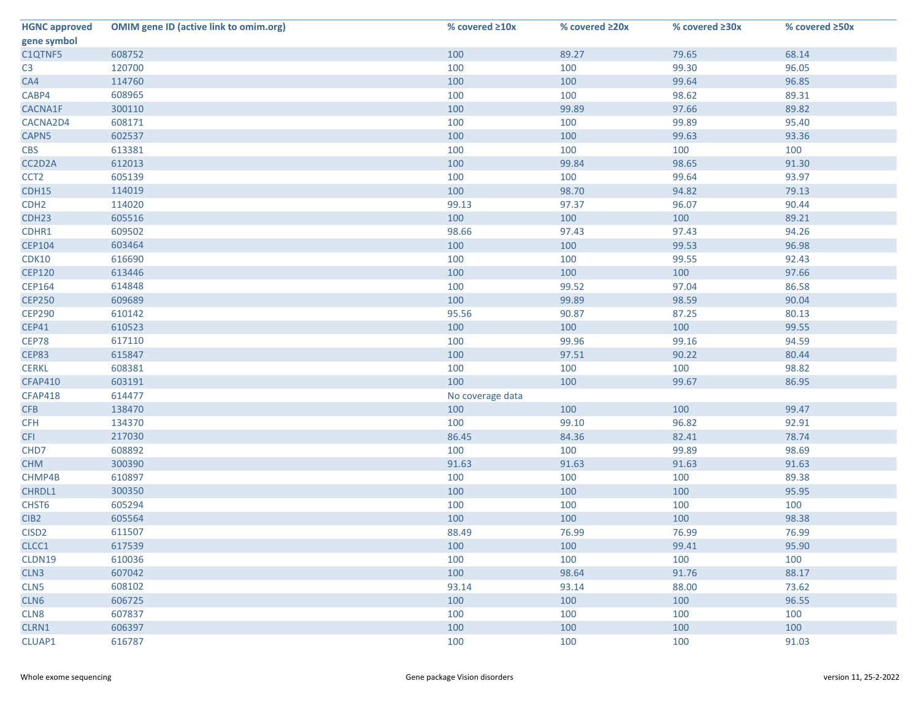| HGNC approved gene symbol | OMIM gene ID (active link to omim.org) | % covered ≥10x | % covered ≥20x | % covered ≥30x | % covered ≥50x |
|---|---|---|---|---|---|
| C1QTNF5 | 608752 | 100 | 89.27 | 79.65 | 68.14 |
| C3 | 120700 | 100 | 100 | 99.30 | 96.05 |
| CA4 | 114760 | 100 | 100 | 99.64 | 96.85 |
| CABP4 | 608965 | 100 | 100 | 98.62 | 89.31 |
| CACNA1F | 300110 | 100 | 99.89 | 97.66 | 89.82 |
| CACNA2D4 | 608171 | 100 | 100 | 99.89 | 95.40 |
| CAPN5 | 602537 | 100 | 100 | 99.63 | 93.36 |
| CBS | 613381 | 100 | 100 | 100 | 100 |
| CC2D2A | 612013 | 100 | 99.84 | 98.65 | 91.30 |
| CCT2 | 605139 | 100 | 100 | 99.64 | 93.97 |
| CDH15 | 114019 | 100 | 98.70 | 94.82 | 79.13 |
| CDH2 | 114020 | 99.13 | 97.37 | 96.07 | 90.44 |
| CDH23 | 605516 | 100 | 100 | 100 | 89.21 |
| CDHR1 | 609502 | 98.66 | 97.43 | 97.43 | 94.26 |
| CEP104 | 603464 | 100 | 100 | 99.53 | 96.98 |
| CDK10 | 616690 | 100 | 100 | 99.55 | 92.43 |
| CEP120 | 613446 | 100 | 100 | 100 | 97.66 |
| CEP164 | 614848 | 100 | 99.52 | 97.04 | 86.58 |
| CEP250 | 609689 | 100 | 99.89 | 98.59 | 90.04 |
| CEP290 | 610142 | 95.56 | 90.87 | 87.25 | 80.13 |
| CEP41 | 610523 | 100 | 100 | 100 | 99.55 |
| CEP78 | 617110 | 100 | 99.96 | 99.16 | 94.59 |
| CEP83 | 615847 | 100 | 97.51 | 90.22 | 80.44 |
| CERKL | 608381 | 100 | 100 | 100 | 98.82 |
| CFAP410 | 603191 | 100 | 100 | 99.67 | 86.95 |
| CFAP418 | 614477 | No coverage data | | | |
| CFB | 138470 | 100 | 100 | 100 | 99.47 |
| CFH | 134370 | 100 | 99.10 | 96.82 | 92.91 |
| CFI | 217030 | 86.45 | 84.36 | 82.41 | 78.74 |
| CHD7 | 608892 | 100 | 100 | 99.89 | 98.69 |
| CHM | 300390 | 91.63 | 91.63 | 91.63 | 91.63 |
| CHMP4B | 610897 | 100 | 100 | 100 | 89.38 |
| CHRDL1 | 300350 | 100 | 100 | 100 | 95.95 |
| CHST6 | 605294 | 100 | 100 | 100 | 100 |
| CIB2 | 605564 | 100 | 100 | 100 | 98.38 |
| CISD2 | 611507 | 88.49 | 76.99 | 76.99 | 76.99 |
| CLCC1 | 617539 | 100 | 100 | 99.41 | 95.90 |
| CLDN19 | 610036 | 100 | 100 | 100 | 100 |
| CLN3 | 607042 | 100 | 98.64 | 91.76 | 88.17 |
| CLN5 | 608102 | 93.14 | 93.14 | 88.00 | 73.62 |
| CLN6 | 606725 | 100 | 100 | 100 | 96.55 |
| CLN8 | 607837 | 100 | 100 | 100 | 100 |
| CLRN1 | 606397 | 100 | 100 | 100 | 100 |
| CLUAP1 | 616787 | 100 | 100 | 100 | 91.03 |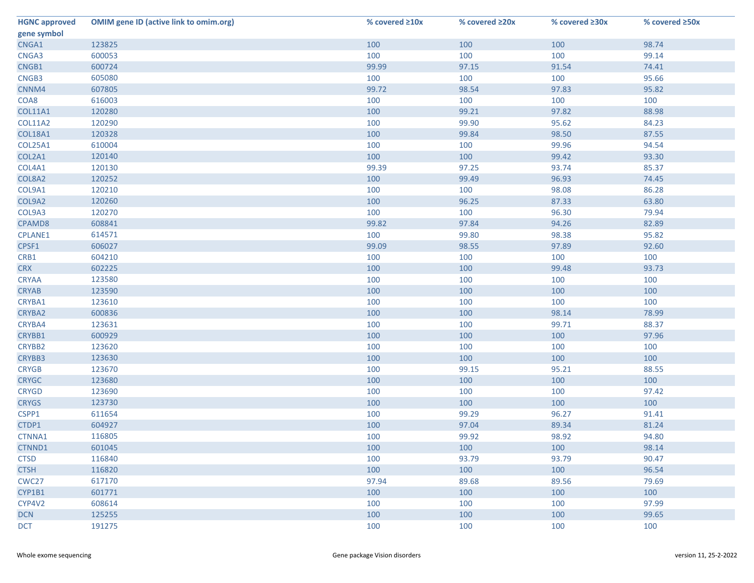| HGNC approved gene symbol | OMIM gene ID (active link to omim.org) | % covered ≥10x | % covered ≥20x | % covered ≥30x | % covered ≥50x |
|---|---|---|---|---|---|
| CNGA1 | 123825 | 100 | 100 | 100 | 98.74 |
| CNGA3 | 600053 | 100 | 100 | 100 | 99.14 |
| CNGB1 | 600724 | 99.99 | 97.15 | 91.54 | 74.41 |
| CNGB3 | 605080 | 100 | 100 | 100 | 95.66 |
| CNNM4 | 607805 | 99.72 | 98.54 | 97.83 | 95.82 |
| COA8 | 616003 | 100 | 100 | 100 | 100 |
| COL11A1 | 120280 | 100 | 99.21 | 97.82 | 88.98 |
| COL11A2 | 120290 | 100 | 99.90 | 95.62 | 84.23 |
| COL18A1 | 120328 | 100 | 99.84 | 98.50 | 87.55 |
| COL25A1 | 610004 | 100 | 100 | 99.96 | 94.54 |
| COL2A1 | 120140 | 100 | 100 | 99.42 | 93.30 |
| COL4A1 | 120130 | 99.39 | 97.25 | 93.74 | 85.37 |
| COL8A2 | 120252 | 100 | 99.49 | 96.93 | 74.45 |
| COL9A1 | 120210 | 100 | 100 | 98.08 | 86.28 |
| COL9A2 | 120260 | 100 | 96.25 | 87.33 | 63.80 |
| COL9A3 | 120270 | 100 | 100 | 96.30 | 79.94 |
| CPAMD8 | 608841 | 99.82 | 97.84 | 94.26 | 82.89 |
| CPLANE1 | 614571 | 100 | 99.80 | 98.38 | 95.82 |
| CPSF1 | 606027 | 99.09 | 98.55 | 97.89 | 92.60 |
| CRB1 | 604210 | 100 | 100 | 100 | 100 |
| CRX | 602225 | 100 | 100 | 99.48 | 93.73 |
| CRYAA | 123580 | 100 | 100 | 100 | 100 |
| CRYAB | 123590 | 100 | 100 | 100 | 100 |
| CRYBA1 | 123610 | 100 | 100 | 100 | 100 |
| CRYBA2 | 600836 | 100 | 100 | 98.14 | 78.99 |
| CRYBA4 | 123631 | 100 | 100 | 99.71 | 88.37 |
| CRYBB1 | 600929 | 100 | 100 | 100 | 97.96 |
| CRYBB2 | 123620 | 100 | 100 | 100 | 100 |
| CRYBB3 | 123630 | 100 | 100 | 100 | 100 |
| CRYGB | 123670 | 100 | 99.15 | 95.21 | 88.55 |
| CRYGC | 123680 | 100 | 100 | 100 | 100 |
| CRYGD | 123690 | 100 | 100 | 100 | 97.42 |
| CRYGS | 123730 | 100 | 100 | 100 | 100 |
| CSPP1 | 611654 | 100 | 99.29 | 96.27 | 91.41 |
| CTDP1 | 604927 | 100 | 97.04 | 89.34 | 81.24 |
| CTNNA1 | 116805 | 100 | 99.92 | 98.92 | 94.80 |
| CTNND1 | 601045 | 100 | 100 | 100 | 98.14 |
| CTSD | 116840 | 100 | 93.79 | 93.79 | 90.47 |
| CTSH | 116820 | 100 | 100 | 100 | 96.54 |
| CWC27 | 617170 | 97.94 | 89.68 | 89.56 | 79.69 |
| CYP1B1 | 601771 | 100 | 100 | 100 | 100 |
| CYP4V2 | 608614 | 100 | 100 | 100 | 97.99 |
| DCN | 125255 | 100 | 100 | 100 | 99.65 |
| DCT | 191275 | 100 | 100 | 100 | 100 |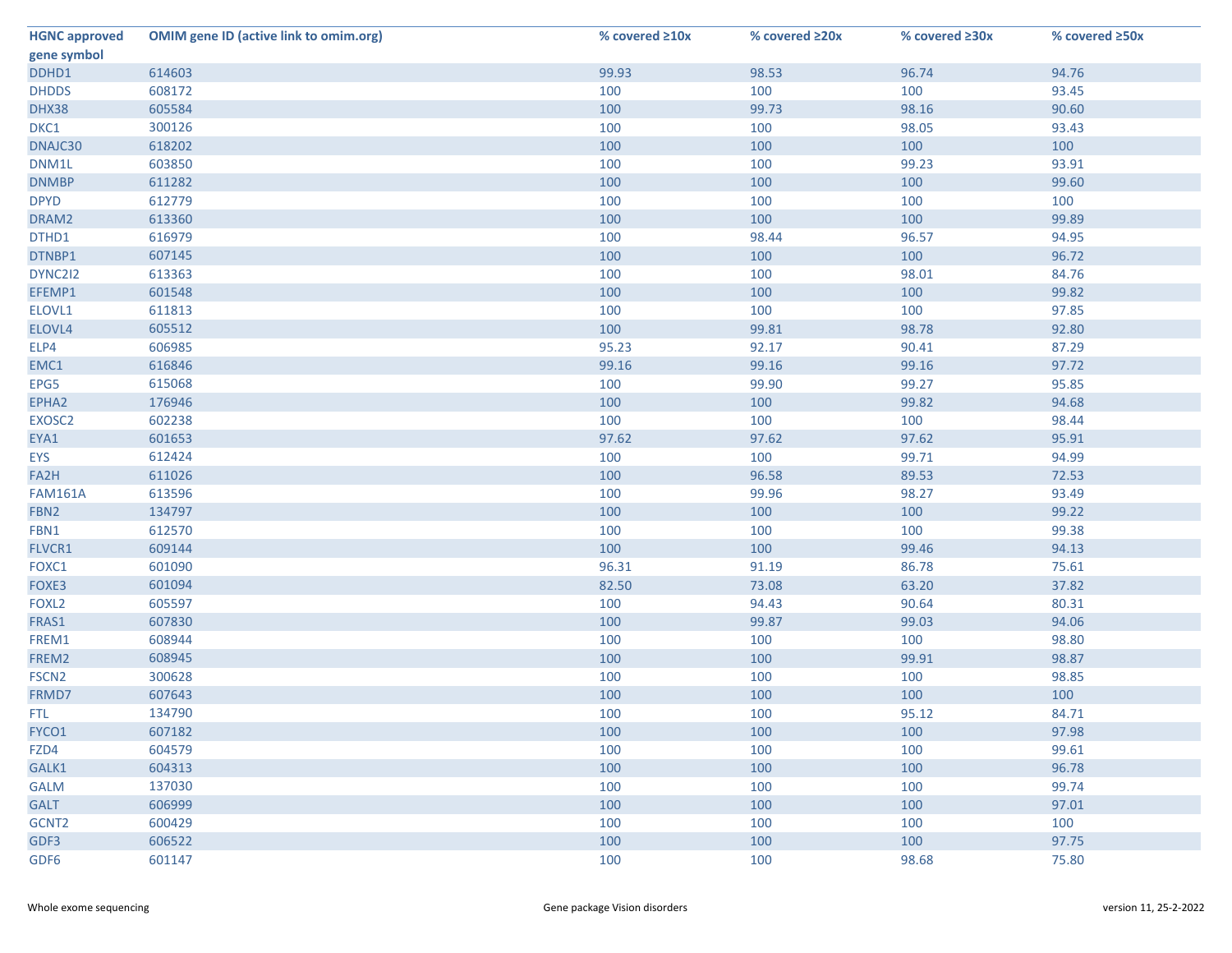| HGNC approved gene symbol | OMIM gene ID (active link to omim.org) | % covered ≥10x | % covered ≥20x | % covered ≥30x | % covered ≥50x |
|---|---|---|---|---|---|
| DDHD1 | 614603 | 99.93 | 98.53 | 96.74 | 94.76 |
| DHDDS | 608172 | 100 | 100 | 100 | 93.45 |
| DHX38 | 605584 | 100 | 99.73 | 98.16 | 90.60 |
| DKC1 | 300126 | 100 | 100 | 98.05 | 93.43 |
| DNAJC30 | 618202 | 100 | 100 | 100 | 100 |
| DNM1L | 603850 | 100 | 100 | 99.23 | 93.91 |
| DNMBP | 611282 | 100 | 100 | 100 | 99.60 |
| DPYD | 612779 | 100 | 100 | 100 | 100 |
| DRAM2 | 613360 | 100 | 100 | 100 | 99.89 |
| DTHD1 | 616979 | 100 | 98.44 | 96.57 | 94.95 |
| DTNBP1 | 607145 | 100 | 100 | 100 | 96.72 |
| DYNC2I2 | 613363 | 100 | 100 | 98.01 | 84.76 |
| EFEMP1 | 601548 | 100 | 100 | 100 | 99.82 |
| ELOVL1 | 611813 | 100 | 100 | 100 | 97.85 |
| ELOVL4 | 605512 | 100 | 99.81 | 98.78 | 92.80 |
| ELP4 | 606985 | 95.23 | 92.17 | 90.41 | 87.29 |
| EMC1 | 616846 | 99.16 | 99.16 | 99.16 | 97.72 |
| EPG5 | 615068 | 100 | 99.90 | 99.27 | 95.85 |
| EPHA2 | 176946 | 100 | 100 | 99.82 | 94.68 |
| EXOSC2 | 602238 | 100 | 100 | 100 | 98.44 |
| EYA1 | 601653 | 97.62 | 97.62 | 97.62 | 95.91 |
| EYS | 612424 | 100 | 100 | 99.71 | 94.99 |
| FA2H | 611026 | 100 | 96.58 | 89.53 | 72.53 |
| FAM161A | 613596 | 100 | 99.96 | 98.27 | 93.49 |
| FBN2 | 134797 | 100 | 100 | 100 | 99.22 |
| FBN1 | 612570 | 100 | 100 | 100 | 99.38 |
| FLVCR1 | 609144 | 100 | 100 | 99.46 | 94.13 |
| FOXC1 | 601090 | 96.31 | 91.19 | 86.78 | 75.61 |
| FOXE3 | 601094 | 82.50 | 73.08 | 63.20 | 37.82 |
| FOXL2 | 605597 | 100 | 94.43 | 90.64 | 80.31 |
| FRAS1 | 607830 | 100 | 99.87 | 99.03 | 94.06 |
| FREM1 | 608944 | 100 | 100 | 100 | 98.80 |
| FREM2 | 608945 | 100 | 100 | 99.91 | 98.87 |
| FSCN2 | 300628 | 100 | 100 | 100 | 98.85 |
| FRMD7 | 607643 | 100 | 100 | 100 | 100 |
| FTL | 134790 | 100 | 100 | 95.12 | 84.71 |
| FYCO1 | 607182 | 100 | 100 | 100 | 97.98 |
| FZD4 | 604579 | 100 | 100 | 100 | 99.61 |
| GALK1 | 604313 | 100 | 100 | 100 | 96.78 |
| GALM | 137030 | 100 | 100 | 100 | 99.74 |
| GALT | 606999 | 100 | 100 | 100 | 97.01 |
| GCNT2 | 600429 | 100 | 100 | 100 | 100 |
| GDF3 | 606522 | 100 | 100 | 100 | 97.75 |
| GDF6 | 601147 | 100 | 100 | 98.68 | 75.80 |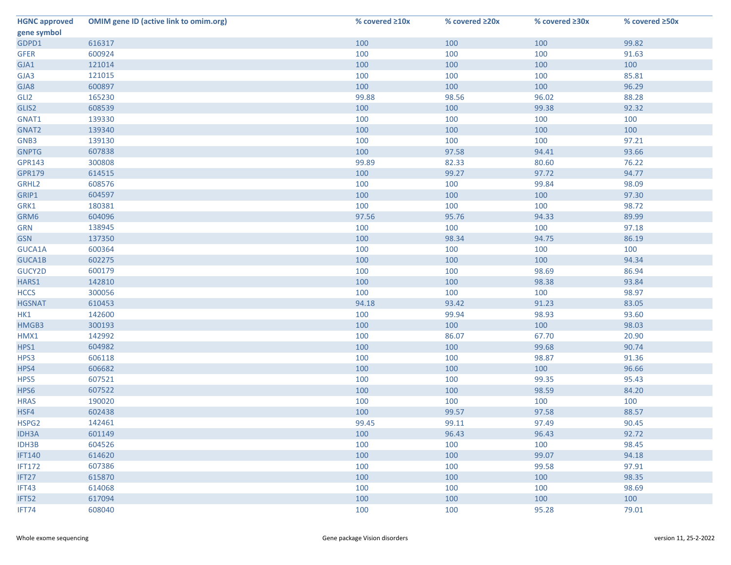| HGNC approved gene symbol | OMIM gene ID (active link to omim.org) | % covered ≥10x | % covered ≥20x | % covered ≥30x | % covered ≥50x |
|---|---|---|---|---|---|
| GDPD1 | 616317 | 100 | 100 | 100 | 99.82 |
| GFER | 600924 | 100 | 100 | 100 | 91.63 |
| GJA1 | 121014 | 100 | 100 | 100 | 100 |
| GJA3 | 121015 | 100 | 100 | 100 | 85.81 |
| GJA8 | 600897 | 100 | 100 | 100 | 96.29 |
| GLI2 | 165230 | 99.88 | 98.56 | 96.02 | 88.28 |
| GLIS2 | 608539 | 100 | 100 | 99.38 | 92.32 |
| GNAT1 | 139330 | 100 | 100 | 100 | 100 |
| GNAT2 | 139340 | 100 | 100 | 100 | 100 |
| GNB3 | 139130 | 100 | 100 | 100 | 97.21 |
| GNPTG | 607838 | 100 | 97.58 | 94.41 | 93.66 |
| GPR143 | 300808 | 99.89 | 82.33 | 80.60 | 76.22 |
| GPR179 | 614515 | 100 | 99.27 | 97.72 | 94.77 |
| GRHL2 | 608576 | 100 | 100 | 99.84 | 98.09 |
| GRIP1 | 604597 | 100 | 100 | 100 | 97.30 |
| GRK1 | 180381 | 100 | 100 | 100 | 98.72 |
| GRM6 | 604096 | 97.56 | 95.76 | 94.33 | 89.99 |
| GRN | 138945 | 100 | 100 | 100 | 97.18 |
| GSN | 137350 | 100 | 98.34 | 94.75 | 86.19 |
| GUCA1A | 600364 | 100 | 100 | 100 | 100 |
| GUCA1B | 602275 | 100 | 100 | 100 | 94.34 |
| GUCY2D | 600179 | 100 | 100 | 98.69 | 86.94 |
| HARS1 | 142810 | 100 | 100 | 98.38 | 93.84 |
| HCCS | 300056 | 100 | 100 | 100 | 98.97 |
| HGSNAT | 610453 | 94.18 | 93.42 | 91.23 | 83.05 |
| HK1 | 142600 | 100 | 99.94 | 98.93 | 93.60 |
| HMGB3 | 300193 | 100 | 100 | 100 | 98.03 |
| HMX1 | 142992 | 100 | 86.07 | 67.70 | 20.90 |
| HPS1 | 604982 | 100 | 100 | 99.68 | 90.74 |
| HPS3 | 606118 | 100 | 100 | 98.87 | 91.36 |
| HPS4 | 606682 | 100 | 100 | 100 | 96.66 |
| HPS5 | 607521 | 100 | 100 | 99.35 | 95.43 |
| HPS6 | 607522 | 100 | 100 | 98.59 | 84.20 |
| HRAS | 190020 | 100 | 100 | 100 | 100 |
| HSF4 | 602438 | 100 | 99.57 | 97.58 | 88.57 |
| HSPG2 | 142461 | 99.45 | 99.11 | 97.49 | 90.45 |
| IDH3A | 601149 | 100 | 96.43 | 96.43 | 92.72 |
| IDH3B | 604526 | 100 | 100 | 100 | 98.45 |
| IFT140 | 614620 | 100 | 100 | 99.07 | 94.18 |
| IFT172 | 607386 | 100 | 100 | 99.58 | 97.91 |
| IFT27 | 615870 | 100 | 100 | 100 | 98.35 |
| IFT43 | 614068 | 100 | 100 | 100 | 98.69 |
| IFT52 | 617094 | 100 | 100 | 100 | 100 |
| IFT74 | 608040 | 100 | 100 | 95.28 | 79.01 |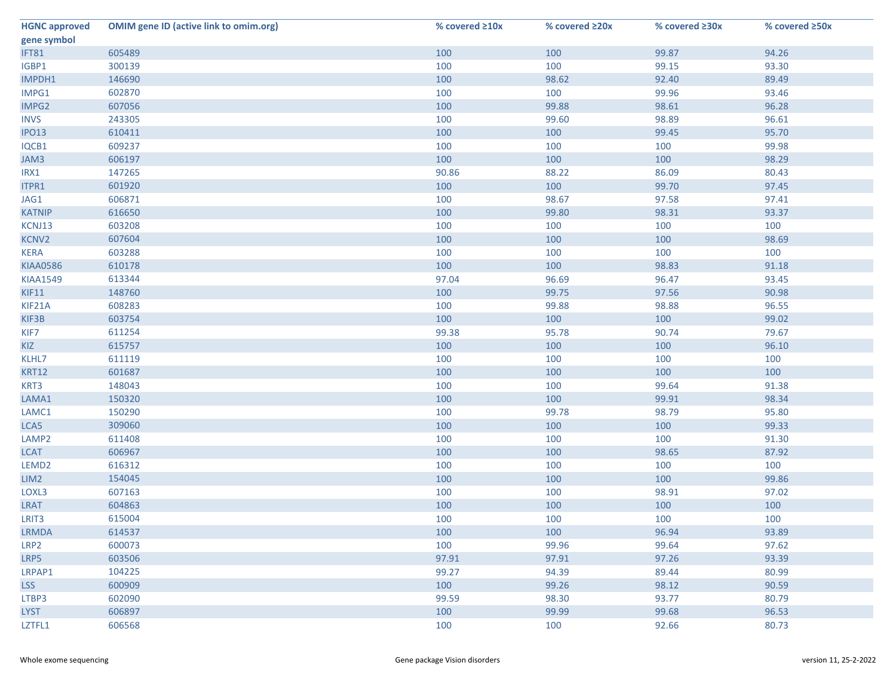| HGNC approved gene symbol | OMIM gene ID (active link to omim.org) | % covered ≥10x | % covered ≥20x | % covered ≥30x | % covered ≥50x |
|---|---|---|---|---|---|
| IFT81 | 605489 | 100 | 100 | 99.87 | 94.26 |
| IGBP1 | 300139 | 100 | 100 | 99.15 | 93.30 |
| IMPDH1 | 146690 | 100 | 98.62 | 92.40 | 89.49 |
| IMPG1 | 602870 | 100 | 100 | 99.96 | 93.46 |
| IMPG2 | 607056 | 100 | 99.88 | 98.61 | 96.28 |
| INVS | 243305 | 100 | 99.60 | 98.89 | 96.61 |
| IPO13 | 610411 | 100 | 100 | 99.45 | 95.70 |
| IQCB1 | 609237 | 100 | 100 | 100 | 99.98 |
| JAM3 | 606197 | 100 | 100 | 100 | 98.29 |
| IRX1 | 147265 | 90.86 | 88.22 | 86.09 | 80.43 |
| ITPR1 | 601920 | 100 | 100 | 99.70 | 97.45 |
| JAG1 | 606871 | 100 | 98.67 | 97.58 | 97.41 |
| KATNIP | 616650 | 100 | 99.80 | 98.31 | 93.37 |
| KCNJ13 | 603208 | 100 | 100 | 100 | 100 |
| KCNV2 | 607604 | 100 | 100 | 100 | 98.69 |
| KERA | 603288 | 100 | 100 | 100 | 100 |
| KIAA0586 | 610178 | 100 | 100 | 98.83 | 91.18 |
| KIAA1549 | 613344 | 97.04 | 96.69 | 96.47 | 93.45 |
| KIF11 | 148760 | 100 | 99.75 | 97.56 | 90.98 |
| KIF21A | 608283 | 100 | 99.88 | 98.88 | 96.55 |
| KIF3B | 603754 | 100 | 100 | 100 | 99.02 |
| KIF7 | 611254 | 99.38 | 95.78 | 90.74 | 79.67 |
| KIZ | 615757 | 100 | 100 | 100 | 96.10 |
| KLHL7 | 611119 | 100 | 100 | 100 | 100 |
| KRT12 | 601687 | 100 | 100 | 100 | 100 |
| KRT3 | 148043 | 100 | 100 | 99.64 | 91.38 |
| LAMA1 | 150320 | 100 | 100 | 99.91 | 98.34 |
| LAMC1 | 150290 | 100 | 99.78 | 98.79 | 95.80 |
| LCA5 | 309060 | 100 | 100 | 100 | 99.33 |
| LAMP2 | 611408 | 100 | 100 | 100 | 91.30 |
| LCAT | 606967 | 100 | 100 | 98.65 | 87.92 |
| LEMD2 | 616312 | 100 | 100 | 100 | 100 |
| LIM2 | 154045 | 100 | 100 | 100 | 99.86 |
| LOXL3 | 607163 | 100 | 100 | 98.91 | 97.02 |
| LRAT | 604863 | 100 | 100 | 100 | 100 |
| LRIT3 | 615004 | 100 | 100 | 100 | 100 |
| LRMDA | 614537 | 100 | 100 | 96.94 | 93.89 |
| LRP2 | 600073 | 100 | 99.96 | 99.64 | 97.62 |
| LRP5 | 603506 | 97.91 | 97.91 | 97.26 | 93.39 |
| LRPAP1 | 104225 | 99.27 | 94.39 | 89.44 | 80.99 |
| LSS | 600909 | 100 | 99.26 | 98.12 | 90.59 |
| LTBP3 | 602090 | 99.59 | 98.30 | 93.77 | 80.79 |
| LYST | 606897 | 100 | 99.99 | 99.68 | 96.53 |
| LZTFL1 | 606568 | 100 | 100 | 92.66 | 80.73 |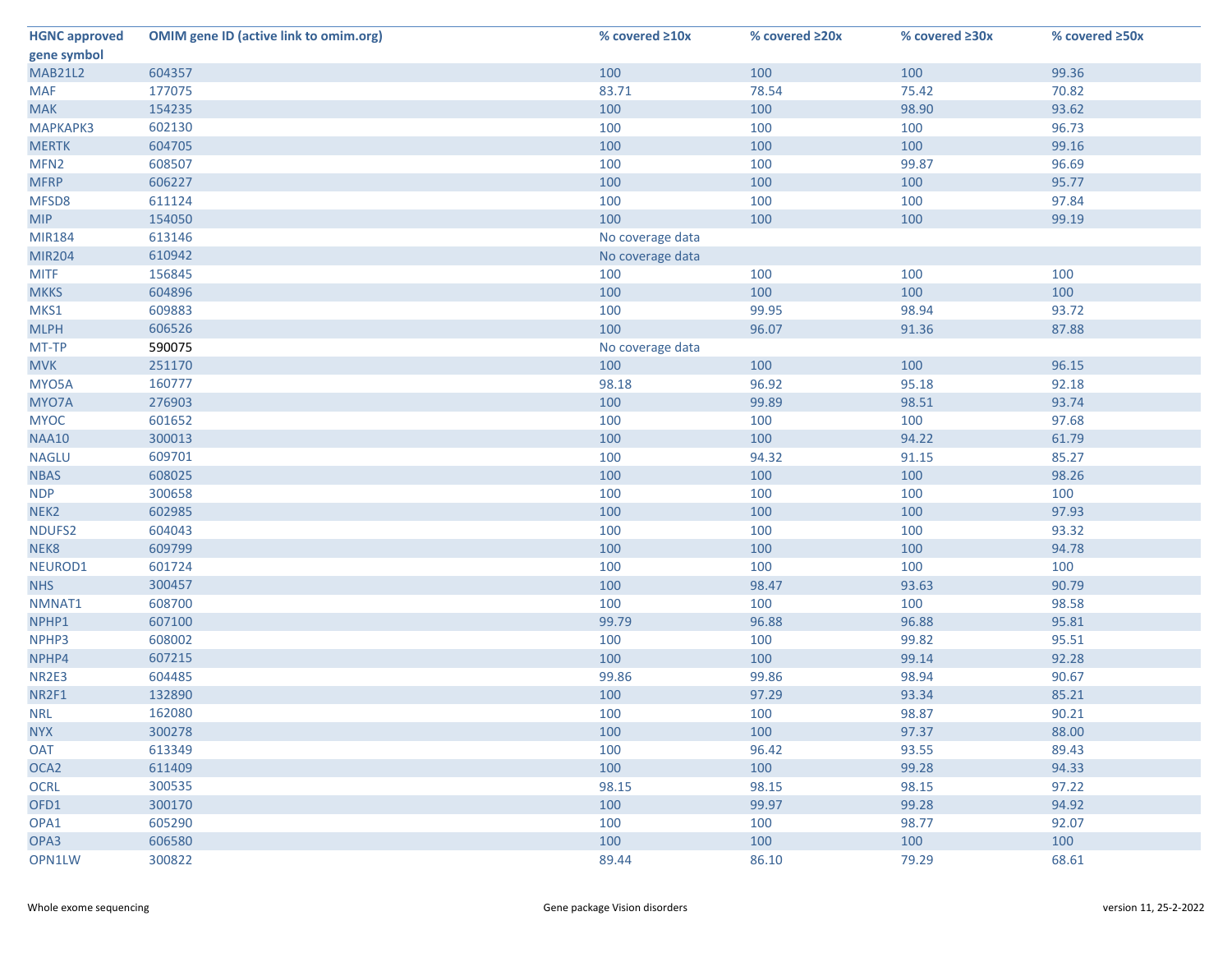| HGNC approved gene symbol | OMIM gene ID (active link to omim.org) | % covered ≥10x | % covered ≥20x | % covered ≥30x | % covered ≥50x |
|---|---|---|---|---|---|
| MAB21L2 | 604357 | 100 | 100 | 100 | 99.36 |
| MAF | 177075 | 83.71 | 78.54 | 75.42 | 70.82 |
| MAK | 154235 | 100 | 100 | 98.90 | 93.62 |
| MAPKAPK3 | 602130 | 100 | 100 | 100 | 96.73 |
| MERTK | 604705 | 100 | 100 | 100 | 99.16 |
| MFN2 | 608507 | 100 | 100 | 99.87 | 96.69 |
| MFRP | 606227 | 100 | 100 | 100 | 95.77 |
| MFSD8 | 611124 | 100 | 100 | 100 | 97.84 |
| MIP | 154050 | 100 | 100 | 100 | 99.19 |
| MIR184 | 613146 | No coverage data | | | |
| MIR204 | 610942 | No coverage data | | | |
| MITF | 156845 | 100 | 100 | 100 | 100 |
| MKKS | 604896 | 100 | 100 | 100 | 100 |
| MKS1 | 609883 | 100 | 99.95 | 98.94 | 93.72 |
| MLPH | 606526 | 100 | 96.07 | 91.36 | 87.88 |
| MT-TP | 590075 | No coverage data | | | |
| MVK | 251170 | 100 | 100 | 100 | 96.15 |
| MYO5A | 160777 | 98.18 | 96.92 | 95.18 | 92.18 |
| MYO7A | 276903 | 100 | 99.89 | 98.51 | 93.74 |
| MYOC | 601652 | 100 | 100 | 100 | 97.68 |
| NAA10 | 300013 | 100 | 100 | 94.22 | 61.79 |
| NAGLU | 609701 | 100 | 94.32 | 91.15 | 85.27 |
| NBAS | 608025 | 100 | 100 | 100 | 98.26 |
| NDP | 300658 | 100 | 100 | 100 | 100 |
| NEK2 | 602985 | 100 | 100 | 100 | 97.93 |
| NDUFS2 | 604043 | 100 | 100 | 100 | 93.32 |
| NEK8 | 609799 | 100 | 100 | 100 | 94.78 |
| NEUROD1 | 601724 | 100 | 100 | 100 | 100 |
| NHS | 300457 | 100 | 98.47 | 93.63 | 90.79 |
| NMNAT1 | 608700 | 100 | 100 | 100 | 98.58 |
| NPHP1 | 607100 | 99.79 | 96.88 | 96.88 | 95.81 |
| NPHP3 | 608002 | 100 | 100 | 99.82 | 95.51 |
| NPHP4 | 607215 | 100 | 100 | 99.14 | 92.28 |
| NR2E3 | 604485 | 99.86 | 99.86 | 98.94 | 90.67 |
| NR2F1 | 132890 | 100 | 97.29 | 93.34 | 85.21 |
| NRL | 162080 | 100 | 100 | 98.87 | 90.21 |
| NYX | 300278 | 100 | 100 | 97.37 | 88.00 |
| OAT | 613349 | 100 | 96.42 | 93.55 | 89.43 |
| OCA2 | 611409 | 100 | 100 | 99.28 | 94.33 |
| OCRL | 300535 | 98.15 | 98.15 | 98.15 | 97.22 |
| OFD1 | 300170 | 100 | 99.97 | 99.28 | 94.92 |
| OPA1 | 605290 | 100 | 100 | 98.77 | 92.07 |
| OPA3 | 606580 | 100 | 100 | 100 | 100 |
| OPN1LW | 300822 | 89.44 | 86.10 | 79.29 | 68.61 |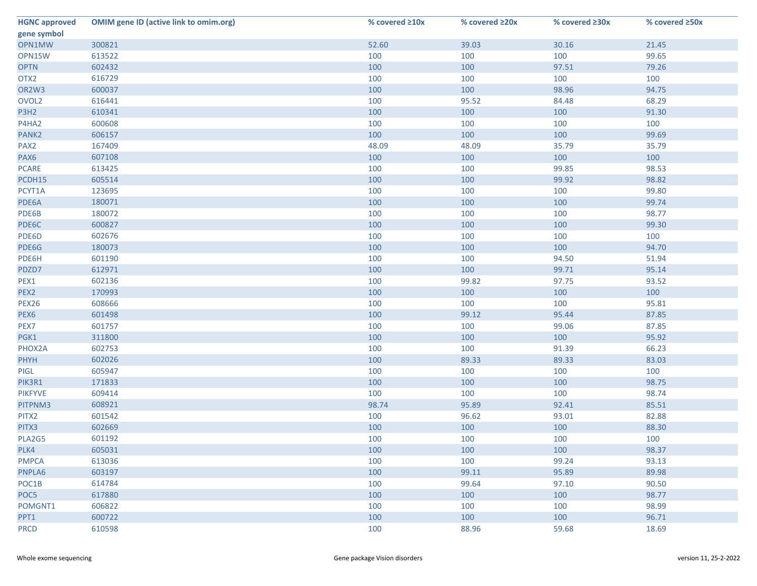| HGNC approved gene symbol | OMIM gene ID (active link to omim.org) | % covered ≥10x | % covered ≥20x | % covered ≥30x | % covered ≥50x |
|---|---|---|---|---|---|
| OPN1MW | 300821 | 52.60 | 39.03 | 30.16 | 21.45 |
| OPN1SW | 613522 | 100 | 100 | 100 | 99.65 |
| OPTN | 602432 | 100 | 100 | 97.51 | 79.26 |
| OTX2 | 616729 | 100 | 100 | 100 | 100 |
| OR2W3 | 600037 | 100 | 100 | 98.96 | 94.75 |
| OVOL2 | 616441 | 100 | 95.52 | 84.48 | 68.29 |
| P3H2 | 610341 | 100 | 100 | 100 | 91.30 |
| P4HA2 | 600608 | 100 | 100 | 100 | 100 |
| PANK2 | 606157 | 100 | 100 | 100 | 99.69 |
| PAX2 | 167409 | 48.09 | 48.09 | 35.79 | 35.79 |
| PAX6 | 607108 | 100 | 100 | 100 | 100 |
| PCARE | 613425 | 100 | 100 | 99.85 | 98.53 |
| PCDH15 | 605514 | 100 | 100 | 99.92 | 98.82 |
| PCYT1A | 123695 | 100 | 100 | 100 | 99.80 |
| PDE6A | 180071 | 100 | 100 | 100 | 99.74 |
| PDE6B | 180072 | 100 | 100 | 100 | 98.77 |
| PDE6C | 600827 | 100 | 100 | 100 | 99.30 |
| PDE6D | 602676 | 100 | 100 | 100 | 100 |
| PDE6G | 180073 | 100 | 100 | 100 | 94.70 |
| PDE6H | 601190 | 100 | 100 | 94.50 | 51.94 |
| PDZD7 | 612971 | 100 | 100 | 99.71 | 95.14 |
| PEX1 | 602136 | 100 | 99.82 | 97.75 | 93.52 |
| PEX2 | 170993 | 100 | 100 | 100 | 100 |
| PEX26 | 608666 | 100 | 100 | 100 | 95.81 |
| PEX6 | 601498 | 100 | 99.12 | 95.44 | 87.85 |
| PEX7 | 601757 | 100 | 100 | 99.06 | 87.85 |
| PGK1 | 311800 | 100 | 100 | 100 | 95.92 |
| PHOX2A | 602753 | 100 | 100 | 91.39 | 66.23 |
| PHYH | 602026 | 100 | 89.33 | 89.33 | 83.03 |
| PIGL | 605947 | 100 | 100 | 100 | 100 |
| PIK3R1 | 171833 | 100 | 100 | 100 | 98.75 |
| PIKFYVE | 609414 | 100 | 100 | 100 | 98.74 |
| PITPNM3 | 608921 | 98.74 | 95.89 | 92.41 | 85.51 |
| PITX2 | 601542 | 100 | 96.62 | 93.01 | 82.88 |
| PITX3 | 602669 | 100 | 100 | 100 | 88.30 |
| PLA2G5 | 601192 | 100 | 100 | 100 | 100 |
| PLK4 | 605031 | 100 | 100 | 100 | 98.37 |
| PMPCA | 613036 | 100 | 100 | 99.24 | 93.13 |
| PNPLA6 | 603197 | 100 | 99.11 | 95.89 | 89.98 |
| POC1B | 614784 | 100 | 99.64 | 97.10 | 90.50 |
| POC5 | 617880 | 100 | 100 | 100 | 98.77 |
| POMGNT1 | 606822 | 100 | 100 | 100 | 98.99 |
| PPT1 | 600722 | 100 | 100 | 100 | 96.71 |
| PRCD | 610598 | 100 | 88.96 | 59.68 | 18.69 |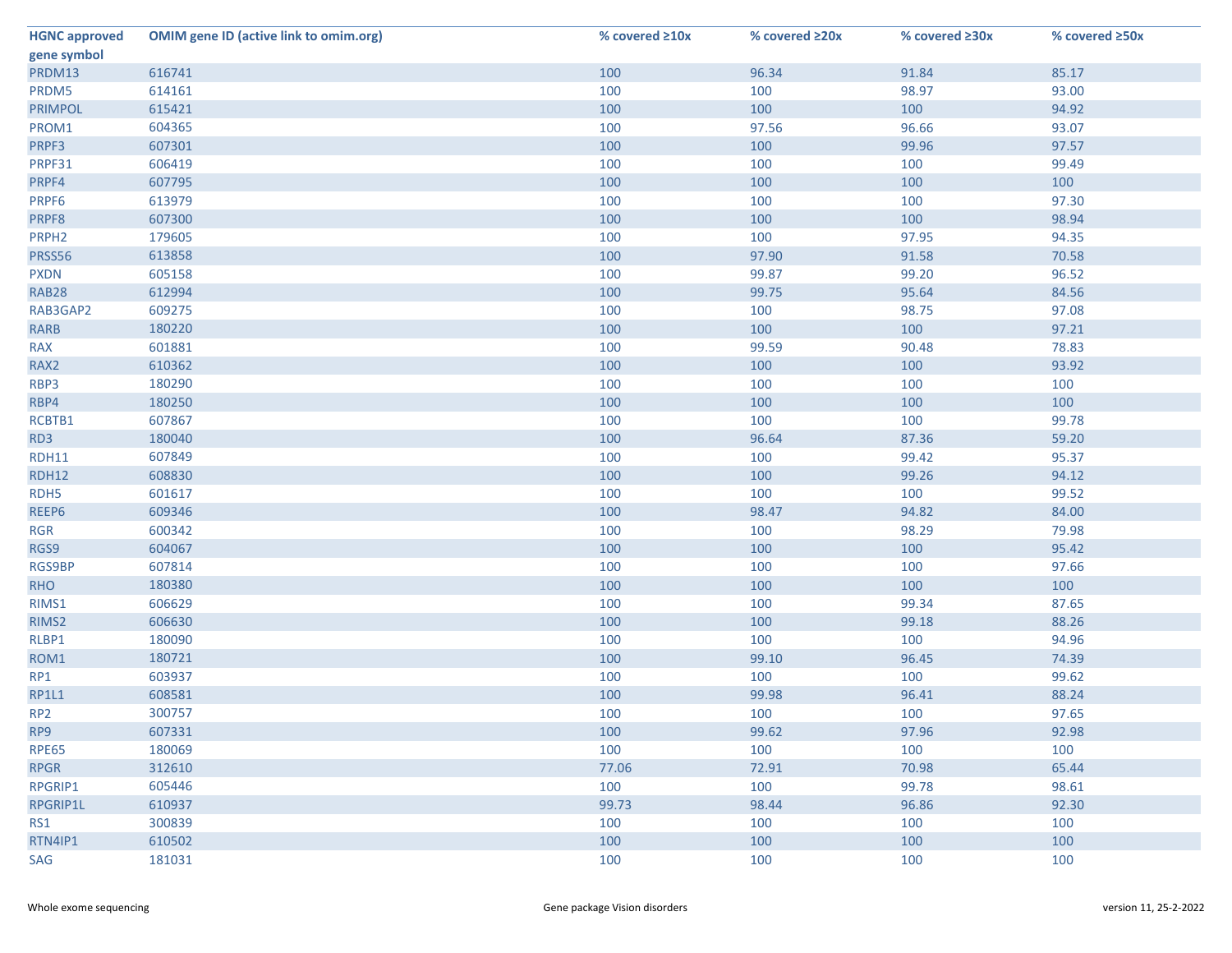| HGNC approved gene symbol | OMIM gene ID (active link to omim.org) | % covered ≥10x | % covered ≥20x | % covered ≥30x | % covered ≥50x |
|---|---|---|---|---|---|
| PRDM13 | 616741 | 100 | 96.34 | 91.84 | 85.17 |
| PRDM5 | 614161 | 100 | 100 | 98.97 | 93.00 |
| PRIMPOL | 615421 | 100 | 100 | 100 | 94.92 |
| PROM1 | 604365 | 100 | 97.56 | 96.66 | 93.07 |
| PRPF3 | 607301 | 100 | 100 | 99.96 | 97.57 |
| PRPF31 | 606419 | 100 | 100 | 100 | 99.49 |
| PRPF4 | 607795 | 100 | 100 | 100 | 100 |
| PRPF6 | 613979 | 100 | 100 | 100 | 97.30 |
| PRPF8 | 607300 | 100 | 100 | 100 | 98.94 |
| PRPH2 | 179605 | 100 | 100 | 97.95 | 94.35 |
| PRSS56 | 613858 | 100 | 97.90 | 91.58 | 70.58 |
| PXDN | 605158 | 100 | 99.87 | 99.20 | 96.52 |
| RAB28 | 612994 | 100 | 99.75 | 95.64 | 84.56 |
| RAB3GAP2 | 609275 | 100 | 100 | 98.75 | 97.08 |
| RARB | 180220 | 100 | 100 | 100 | 97.21 |
| RAX | 601881 | 100 | 99.59 | 90.48 | 78.83 |
| RAX2 | 610362 | 100 | 100 | 100 | 93.92 |
| RBP3 | 180290 | 100 | 100 | 100 | 100 |
| RBP4 | 180250 | 100 | 100 | 100 | 100 |
| RCBTB1 | 607867 | 100 | 100 | 100 | 99.78 |
| RD3 | 180040 | 100 | 96.64 | 87.36 | 59.20 |
| RDH11 | 607849 | 100 | 100 | 99.42 | 95.37 |
| RDH12 | 608830 | 100 | 100 | 99.26 | 94.12 |
| RDH5 | 601617 | 100 | 100 | 100 | 99.52 |
| REEP6 | 609346 | 100 | 98.47 | 94.82 | 84.00 |
| RGR | 600342 | 100 | 100 | 98.29 | 79.98 |
| RGS9 | 604067 | 100 | 100 | 100 | 95.42 |
| RGS9BP | 607814 | 100 | 100 | 100 | 97.66 |
| RHO | 180380 | 100 | 100 | 100 | 100 |
| RIMS1 | 606629 | 100 | 100 | 99.34 | 87.65 |
| RIMS2 | 606630 | 100 | 100 | 99.18 | 88.26 |
| RLBP1 | 180090 | 100 | 100 | 100 | 94.96 |
| ROM1 | 180721 | 100 | 99.10 | 96.45 | 74.39 |
| RP1 | 603937 | 100 | 100 | 100 | 99.62 |
| RP1L1 | 608581 | 100 | 99.98 | 96.41 | 88.24 |
| RP2 | 300757 | 100 | 100 | 100 | 97.65 |
| RP9 | 607331 | 100 | 99.62 | 97.96 | 92.98 |
| RPE65 | 180069 | 100 | 100 | 100 | 100 |
| RPGR | 312610 | 77.06 | 72.91 | 70.98 | 65.44 |
| RPGRIP1 | 605446 | 100 | 100 | 99.78 | 98.61 |
| RPGRIP1L | 610937 | 99.73 | 98.44 | 96.86 | 92.30 |
| RS1 | 300839 | 100 | 100 | 100 | 100 |
| RTN4IP1 | 610502 | 100 | 100 | 100 | 100 |
| SAG | 181031 | 100 | 100 | 100 | 100 |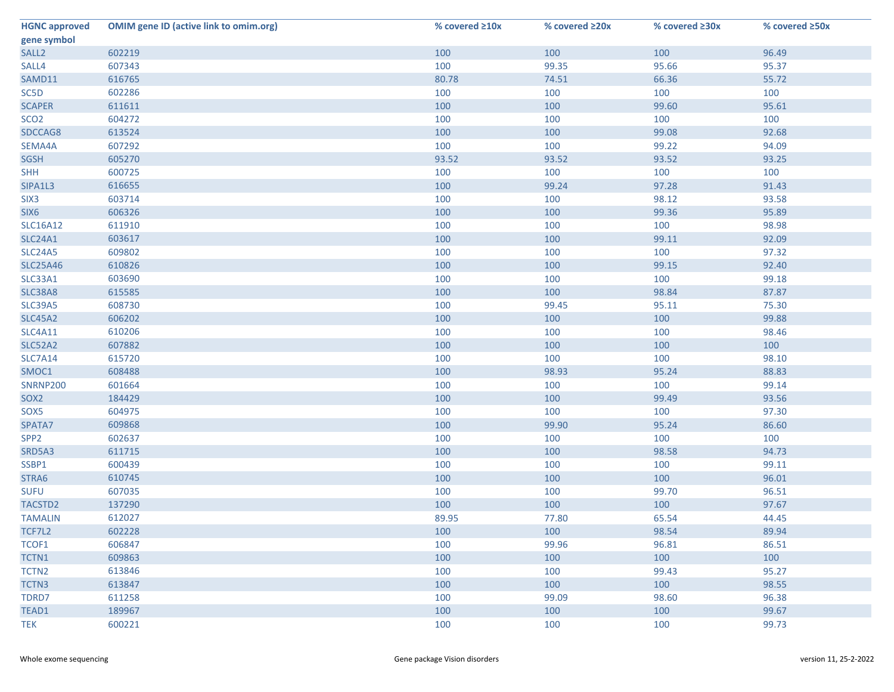| HGNC approved gene symbol | OMIM gene ID (active link to omim.org) | % covered ≥10x | % covered ≥20x | % covered ≥30x | % covered ≥50x |
|---|---|---|---|---|---|
| SALL2 | 602219 | 100 | 100 | 100 | 96.49 |
| SALL4 | 607343 | 100 | 99.35 | 95.66 | 95.37 |
| SAMD11 | 616765 | 80.78 | 74.51 | 66.36 | 55.72 |
| SC5D | 602286 | 100 | 100 | 100 | 100 |
| SCAPER | 611611 | 100 | 100 | 99.60 | 95.61 |
| SCO2 | 604272 | 100 | 100 | 100 | 100 |
| SDCCAG8 | 613524 | 100 | 100 | 99.08 | 92.68 |
| SEMA4A | 607292 | 100 | 100 | 99.22 | 94.09 |
| SGSH | 605270 | 93.52 | 93.52 | 93.52 | 93.25 |
| SHH | 600725 | 100 | 100 | 100 | 100 |
| SIPA1L3 | 616655 | 100 | 99.24 | 97.28 | 91.43 |
| SIX3 | 603714 | 100 | 100 | 98.12 | 93.58 |
| SIX6 | 606326 | 100 | 100 | 99.36 | 95.89 |
| SLC16A12 | 611910 | 100 | 100 | 100 | 98.98 |
| SLC24A1 | 603617 | 100 | 100 | 99.11 | 92.09 |
| SLC24A5 | 609802 | 100 | 100 | 100 | 97.32 |
| SLC25A46 | 610826 | 100 | 100 | 99.15 | 92.40 |
| SLC33A1 | 603690 | 100 | 100 | 100 | 99.18 |
| SLC38A8 | 615585 | 100 | 100 | 98.84 | 87.87 |
| SLC39A5 | 608730 | 100 | 99.45 | 95.11 | 75.30 |
| SLC45A2 | 606202 | 100 | 100 | 100 | 99.88 |
| SLC4A11 | 610206 | 100 | 100 | 100 | 98.46 |
| SLC52A2 | 607882 | 100 | 100 | 100 | 100 |
| SLC7A14 | 615720 | 100 | 100 | 100 | 98.10 |
| SMOC1 | 608488 | 100 | 98.93 | 95.24 | 88.83 |
| SNRNP200 | 601664 | 100 | 100 | 100 | 99.14 |
| SOX2 | 184429 | 100 | 100 | 99.49 | 93.56 |
| SOX5 | 604975 | 100 | 100 | 100 | 97.30 |
| SPATA7 | 609868 | 100 | 99.90 | 95.24 | 86.60 |
| SPP2 | 602637 | 100 | 100 | 100 | 100 |
| SRD5A3 | 611715 | 100 | 100 | 98.58 | 94.73 |
| SSBP1 | 600439 | 100 | 100 | 100 | 99.11 |
| STRA6 | 610745 | 100 | 100 | 100 | 96.01 |
| SUFU | 607035 | 100 | 100 | 99.70 | 96.51 |
| TACSTD2 | 137290 | 100 | 100 | 100 | 97.67 |
| TAMALIN | 612027 | 89.95 | 77.80 | 65.54 | 44.45 |
| TCF7L2 | 602228 | 100 | 100 | 98.54 | 89.94 |
| TCOF1 | 606847 | 100 | 99.96 | 96.81 | 86.51 |
| TCTN1 | 609863 | 100 | 100 | 100 | 100 |
| TCTN2 | 613846 | 100 | 100 | 99.43 | 95.27 |
| TCTN3 | 613847 | 100 | 100 | 100 | 98.55 |
| TDRD7 | 611258 | 100 | 99.09 | 98.60 | 96.38 |
| TEAD1 | 189967 | 100 | 100 | 100 | 99.67 |
| TEK | 600221 | 100 | 100 | 100 | 99.73 |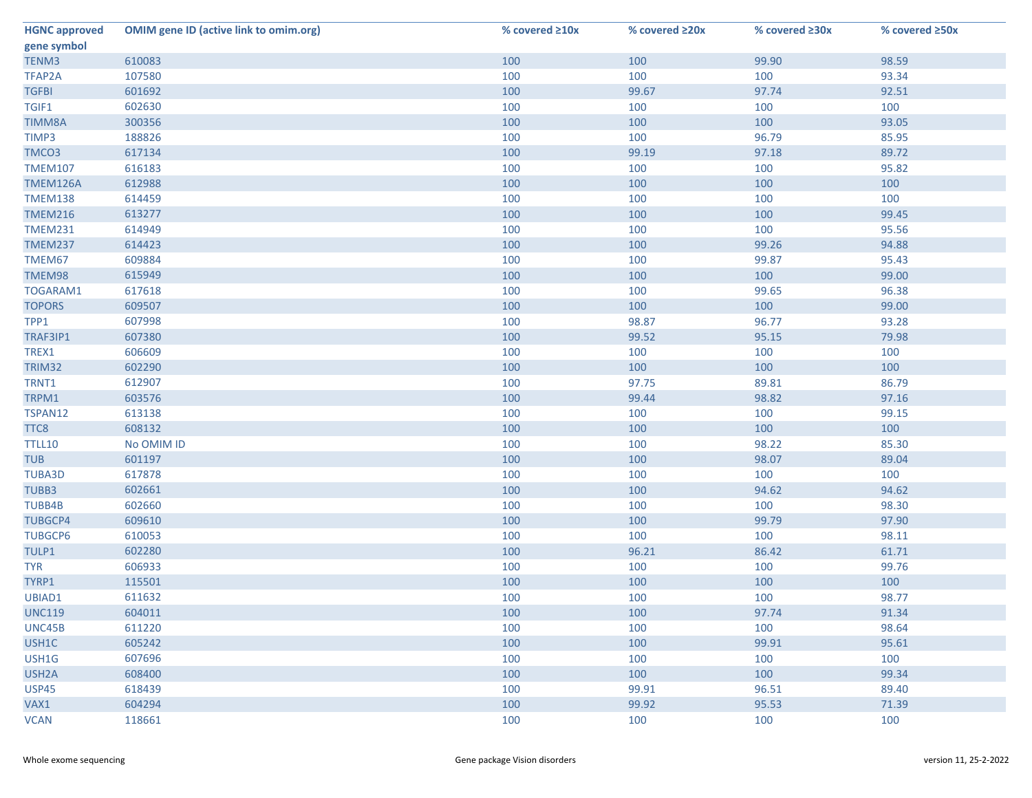| HGNC approved gene symbol | OMIM gene ID (active link to omim.org) | % covered ≥10x | % covered ≥20x | % covered ≥30x | % covered ≥50x |
|---|---|---|---|---|---|
| TENM3 | 610083 | 100 | 100 | 99.90 | 98.59 |
| TFAP2A | 107580 | 100 | 100 | 100 | 93.34 |
| TGFBI | 601692 | 100 | 99.67 | 97.74 | 92.51 |
| TGIF1 | 602630 | 100 | 100 | 100 | 100 |
| TIMM8A | 300356 | 100 | 100 | 100 | 93.05 |
| TIMP3 | 188826 | 100 | 100 | 96.79 | 85.95 |
| TMCO3 | 617134 | 100 | 99.19 | 97.18 | 89.72 |
| TMEM107 | 616183 | 100 | 100 | 100 | 95.82 |
| TMEM126A | 612988 | 100 | 100 | 100 | 100 |
| TMEM138 | 614459 | 100 | 100 | 100 | 100 |
| TMEM216 | 613277 | 100 | 100 | 100 | 99.45 |
| TMEM231 | 614949 | 100 | 100 | 100 | 95.56 |
| TMEM237 | 614423 | 100 | 100 | 99.26 | 94.88 |
| TMEM67 | 609884 | 100 | 100 | 99.87 | 95.43 |
| TMEM98 | 615949 | 100 | 100 | 100 | 99.00 |
| TOGARAM1 | 617618 | 100 | 100 | 99.65 | 96.38 |
| TOPORS | 609507 | 100 | 100 | 100 | 99.00 |
| TPP1 | 607998 | 100 | 98.87 | 96.77 | 93.28 |
| TRAF3IP1 | 607380 | 100 | 99.52 | 95.15 | 79.98 |
| TREX1 | 606609 | 100 | 100 | 100 | 100 |
| TRIM32 | 602290 | 100 | 100 | 100 | 100 |
| TRNT1 | 612907 | 100 | 97.75 | 89.81 | 86.79 |
| TRPM1 | 603576 | 100 | 99.44 | 98.82 | 97.16 |
| TSPAN12 | 613138 | 100 | 100 | 100 | 99.15 |
| TTC8 | 608132 | 100 | 100 | 100 | 100 |
| TTLL10 | No OMIM ID | 100 | 100 | 98.22 | 85.30 |
| TUB | 601197 | 100 | 100 | 98.07 | 89.04 |
| TUBA3D | 617878 | 100 | 100 | 100 | 100 |
| TUBB3 | 602661 | 100 | 100 | 94.62 | 94.62 |
| TUBB4B | 602660 | 100 | 100 | 100 | 98.30 |
| TUBGCP4 | 609610 | 100 | 100 | 99.79 | 97.90 |
| TUBGCP6 | 610053 | 100 | 100 | 100 | 98.11 |
| TULP1 | 602280 | 100 | 96.21 | 86.42 | 61.71 |
| TYR | 606933 | 100 | 100 | 100 | 99.76 |
| TYRP1 | 115501 | 100 | 100 | 100 | 100 |
| UBIAD1 | 611632 | 100 | 100 | 100 | 98.77 |
| UNC119 | 604011 | 100 | 100 | 97.74 | 91.34 |
| UNC45B | 611220 | 100 | 100 | 100 | 98.64 |
| USH1C | 605242 | 100 | 100 | 99.91 | 95.61 |
| USH1G | 607696 | 100 | 100 | 100 | 100 |
| USH2A | 608400 | 100 | 100 | 100 | 99.34 |
| USP45 | 618439 | 100 | 99.91 | 96.51 | 89.40 |
| VAX1 | 604294 | 100 | 99.92 | 95.53 | 71.39 |
| VCAN | 118661 | 100 | 100 | 100 | 100 |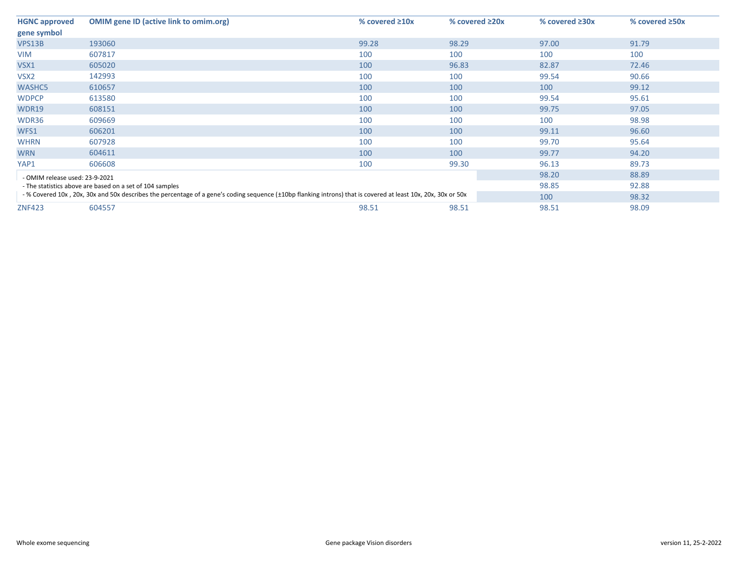| HGNC approved gene symbol | OMIM gene ID (active link to omim.org) | % covered ≥10x | % covered ≥20x | % covered ≥30x | % covered ≥50x |
|---|---|---|---|---|---|
| VPS13B | 193060 | 99.28 | 98.29 | 97.00 | 91.79 |
| VIM | 607817 | 100 | 100 | 100 | 100 |
| VSX1 | 605020 | 100 | 96.83 | 82.87 | 72.46 |
| VSX2 | 142993 | 100 | 100 | 99.54 | 90.66 |
| WASHC5 | 610657 | 100 | 100 | 100 | 99.12 |
| WDPCP | 613580 | 100 | 100 | 99.54 | 95.61 |
| WDR19 | 608151 | 100 | 100 | 99.75 | 97.05 |
| WDR36 | 609669 | 100 | 100 | 100 | 98.98 |
| WFS1 | 606201 | 100 | 100 | 99.11 | 96.60 |
| WHRN | 607928 | 100 | 100 | 99.70 | 95.64 |
| WRN | 604611 | 100 | 100 | 99.77 | 94.20 |
| YAP1 | 606608 | 100 | 99.30 | 96.13 | 89.73 |
| | | | | 98.20 | 88.89 |
| | | | | 98.85 | 92.88 |
| | | | | 100 | 98.32 |
| ZNF423 | 604557 | 98.51 | 98.51 | 98.51 | 98.09 |

- OMIM release used: 23-9-2021
- The statistics above are based on a set of 104 samples
- % Covered 10x , 20x, 30x and 50x describes the percentage of a gene's coding sequence (±10bp flanking introns) that is covered at least 10x, 20x, 30x or 50x